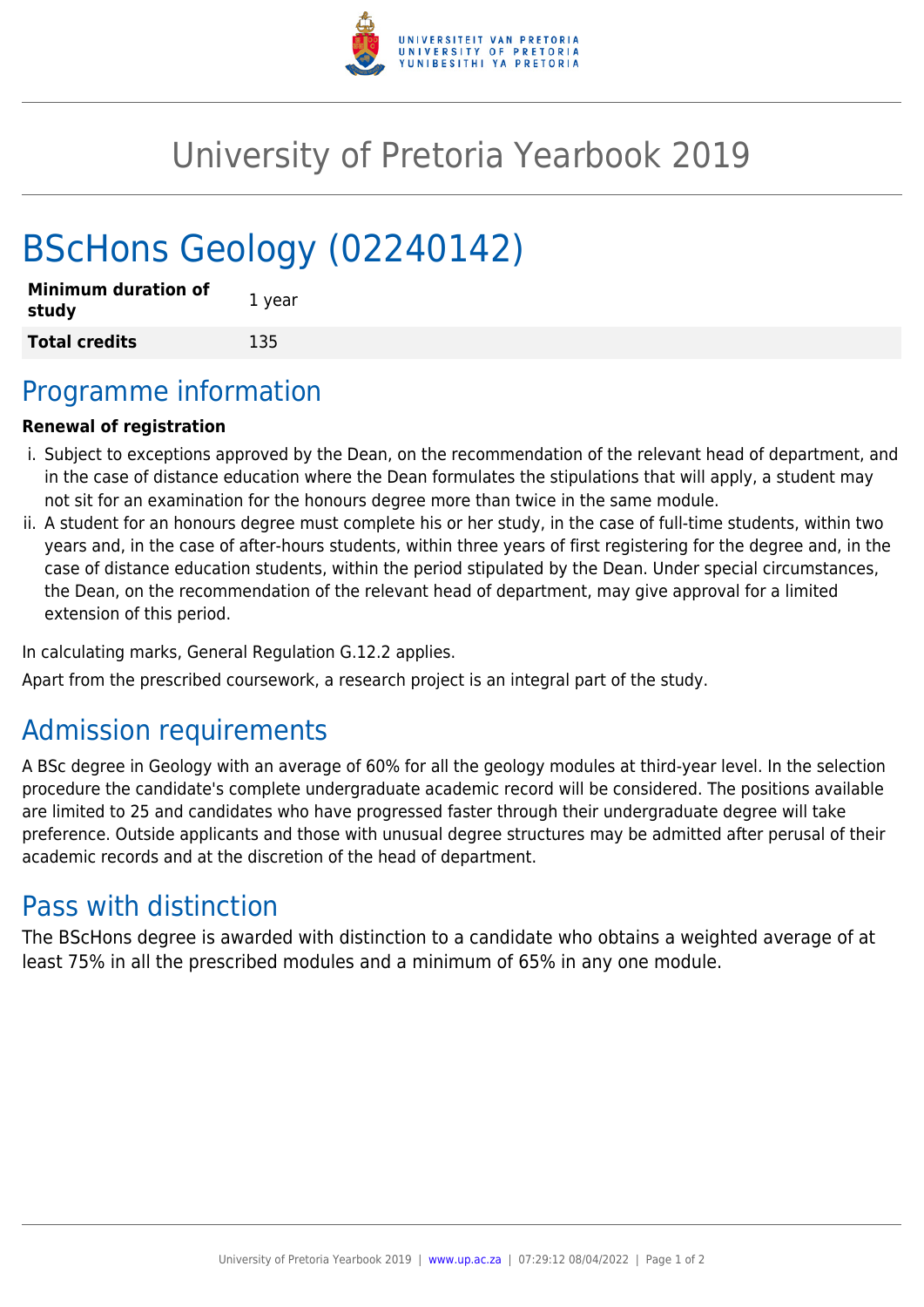# University of Pretoria Yearbook 2019

# BScHons Geology (02240142)

| | |
|---|---|
| **Minimum duration of study** | 1 year |
| **Total credits** | 135 |

## Programme information

**Renewal of registration**

i. Subject to exceptions approved by the Dean, on the recommendation of the relevant head of department, and in the case of distance education where the Dean formulates the stipulations that will apply, a student may not sit for an examination for the honours degree more than twice in the same module.

ii. A student for an honours degree must complete his or her study, in the case of full-time students, within two years and, in the case of after-hours students, within three years of first registering for the degree and, in the case of distance education students, within the period stipulated by the Dean. Under special circumstances, the Dean, on the recommendation of the relevant head of department, may give approval for a limited extension of this period.

In calculating marks, General Regulation G.12.2 applies.

Apart from the prescribed coursework, a research project is an integral part of the study.

## Admission requirements

A BSc degree in Geology with an average of 60% for all the geology modules at third-year level. In the selection procedure the candidate's complete undergraduate academic record will be considered. The positions available are limited to 25 and candidates who have progressed faster through their undergraduate degree will take preference. Outside applicants and those with unusual degree structures may be admitted after perusal of their academic records and at the discretion of the head of department.

## Pass with distinction

The BScHons degree is awarded with distinction to a candidate who obtains a weighted average of at least 75% in all the prescribed modules and a minimum of 65% in any one module.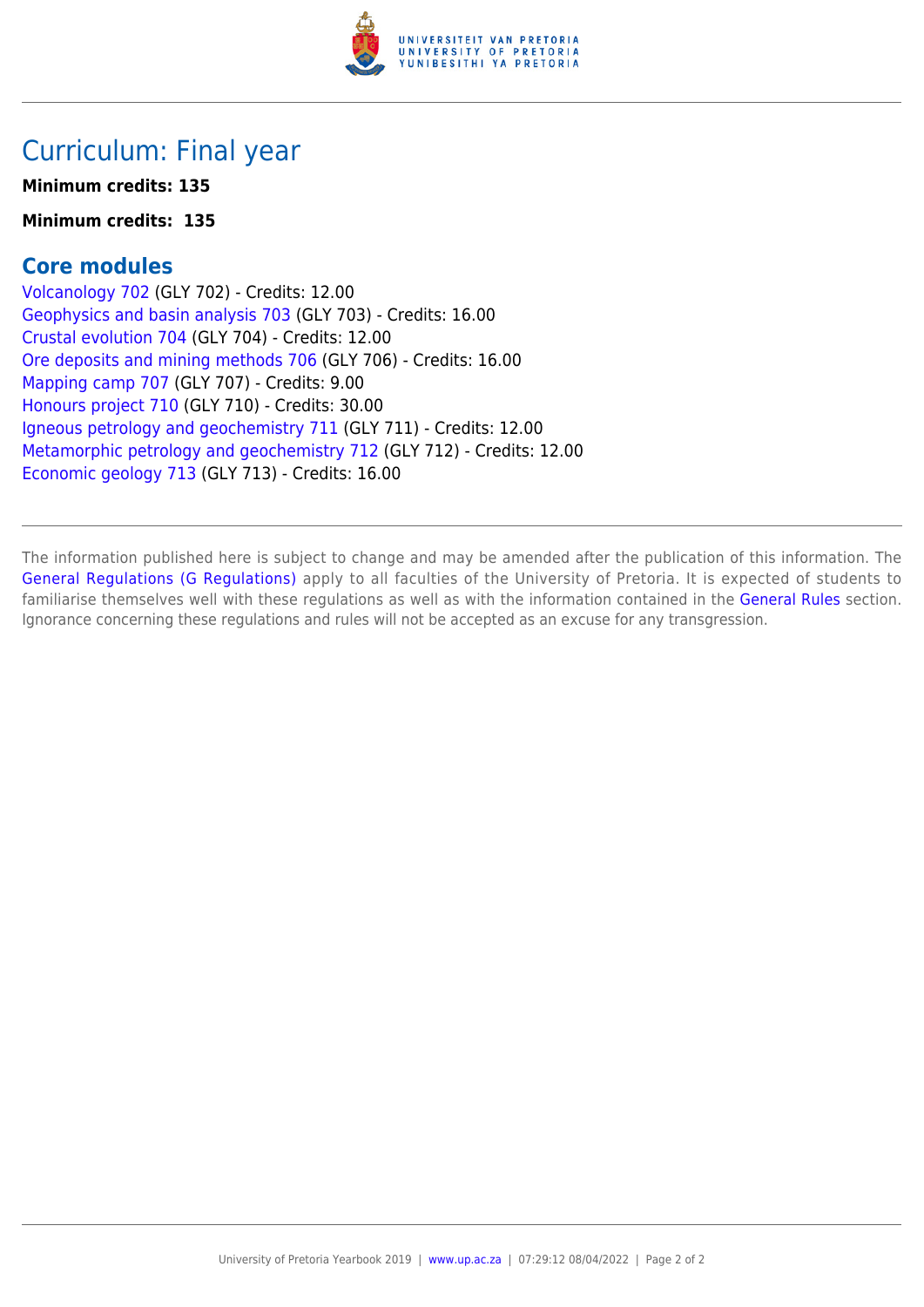# Curriculum: Final year

**Minimum credits: 135**

**Minimum credits: 135**

## Core modules

Volcanology 702 (GLY 702) - Credits: 12.00
Geophysics and basin analysis 703 (GLY 703) - Credits: 16.00
Crustal evolution 704 (GLY 704) - Credits: 12.00
Ore deposits and mining methods 706 (GLY 706) - Credits: 16.00
Mapping camp 707 (GLY 707) - Credits: 9.00
Honours project 710 (GLY 710) - Credits: 30.00
Igneous petrology and geochemistry 711 (GLY 711) - Credits: 12.00
Metamorphic petrology and geochemistry 712 (GLY 712) - Credits: 12.00
Economic geology 713 (GLY 713) - Credits: 16.00

---

The information published here is subject to change and may be amended after the publication of this information. The General Regulations (G Regulations) apply to all faculties of the University of Pretoria. It is expected of students to familiarise themselves well with these regulations as well as with the information contained in the General Rules section. Ignorance concerning these regulations and rules will not be accepted as an excuse for any transgression.